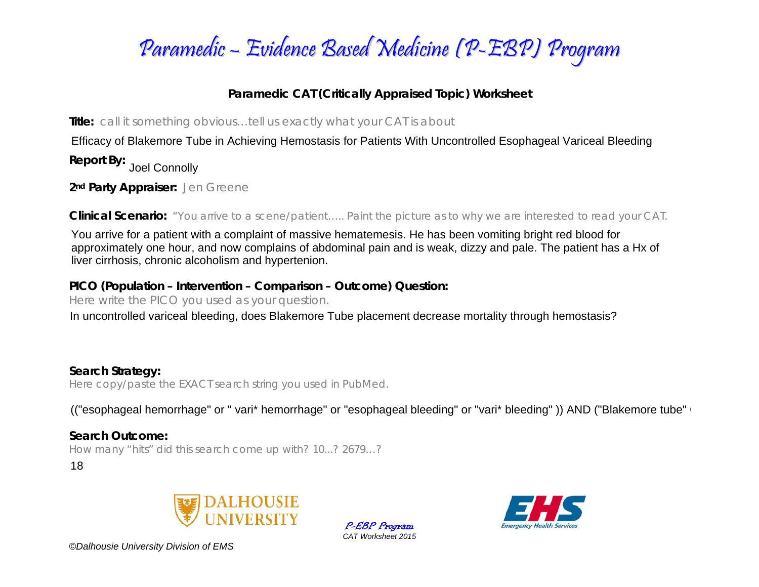# Paramedic – Evidence Based Medicine (P-EBP) Program

### Paramedic CAT (Critically Appraised Topic) Worksheet

**Title:** call it something obvious…tell us exactly what your CAT is about

Efficacy of Blakemore Tube in Achieving Hemostasis for Patients With Uncontrolled Esophageal Variceal Bleeding

**Report By:** Joel Connolly

**2nd Party Appraiser:** Jen Greene

**Clinical Scenario:** "You arrive to a scene/patient….. Paint the picture as to why we are interested to read your CAT.

You arrive for a patient with a complaint of massive hematemesis. He has been vomiting bright red blood for approximately one hour, and now complains of abdominal pain and is weak, dizzy and pale. The patient has a Hx of liver cirrhosis, chronic alcoholism and hypertenion.

**PICO (Population – Intervention – Comparison – Outcome) Question:**

Here write the PICO you used as your question.

In uncontrolled variceal bleeding, does Blakemore Tube placement decrease mortality through hemostasis?

**Search Strategy:**

Here copy/paste the EXACT search string you used in PubMed.

(("esophageal hemorrhage" or " vari* hemorrhage" or "esophageal bleeding" or "vari* bleeding" )) AND ("Blakemore tube" (

**Search Outcome:**

How many "hits" did this search come up with? 10...? 2679…?

18

P-EBP Program
CAT Worksheet 2015

©Dalhousie University Division of EMS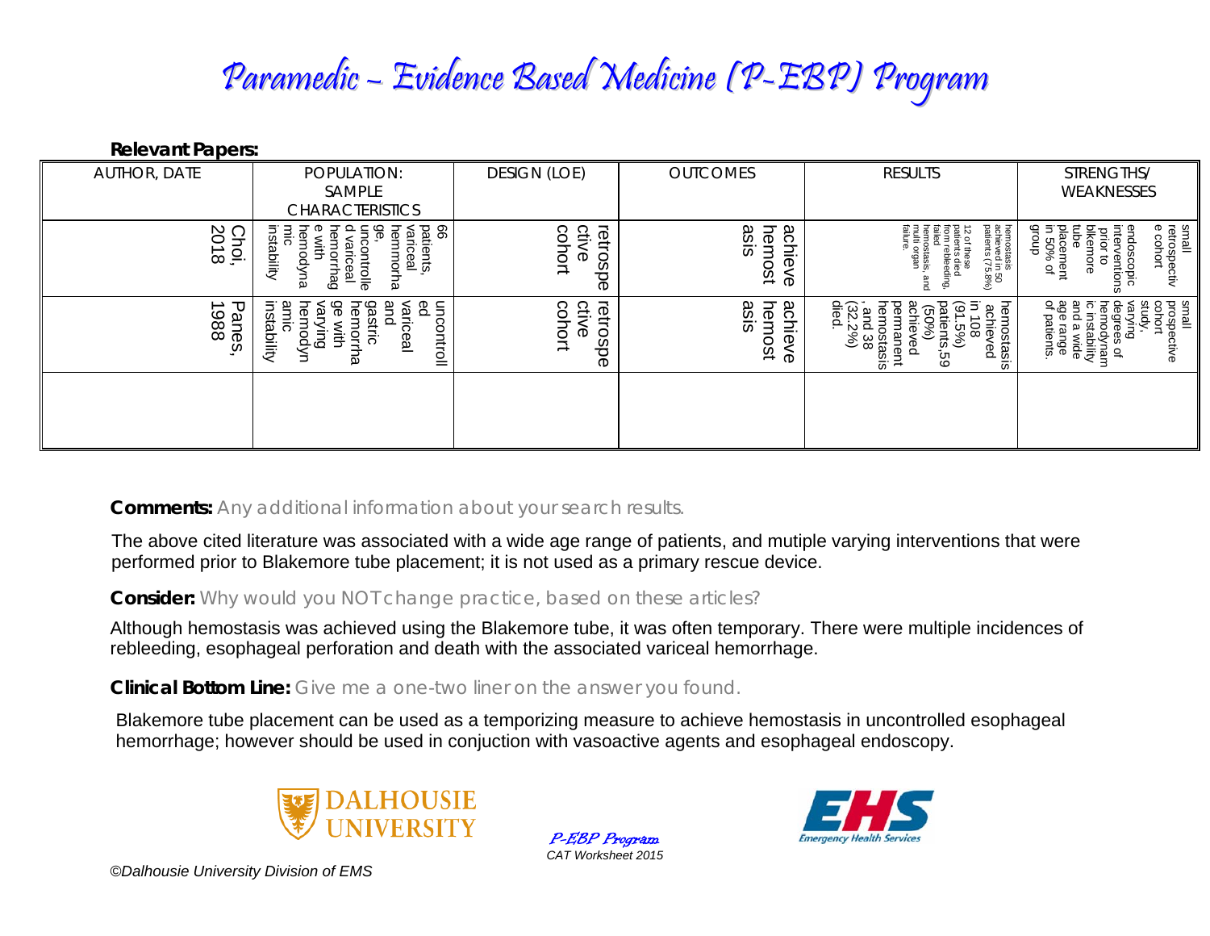# Paramedic – Evidence Based Medicine (P-EBP) Program

**Relevant Papers:**

| AUTHOR, DATE | POPULATION: SAMPLE CHARACTERISTICS | DESIGN (LOE) | OUTCOMES | RESULTS | STRENGTHS/ WEAKNESSES |
|---|---|---|---|---|---|
| Choi, 2018 | 66 patients, variceal hemmorhage, uncontrolled variceal hemorrhage with hemodynamic instability | retrospective cohort | achieve hemostasis | hemostasis achieved in 50 patients (75.8%) 12 of these patients died from rebleeding, failed hemostasis, and multi organ failure. | small retrospective cohort endoscopic interventions prior to blkemore tube placement in 50% of group |
| Panes, 1988 | uncontrolled variceal and gastric hemorrhage with varying hemodynamic instability | retrospective cohort | achieve hemostasis | hemostasis achieved in 108 patients (91.5%), 59 (50%) achieved permanent hemostasis, and 38 (32.2%) died. | small prospective cohort study, varying degrees of hemodynamic instability and a wide age range of patients. |
| | | | | | |

**Comments:** Any additional information about your search results.

The above cited literature was associated with a wide age range of patients, and mutiple varying interventions that were performed prior to Blakemore tube placement; it is not used as a primary rescue device.

**Consider:** Why would you NOT change practice, based on these articles?

Although hemostasis was achieved using the Blakemore tube, it was often temporary. There were multiple incidences of rebleeding, esophageal perforation and death with the associated variceal hemorrhage.

**Clinical Bottom Line:** Give me a one-two liner on the answer you found.

Blakemore tube placement can be used as a temporizing measure to achieve hemostasis in uncontrolled esophageal hemorrhage; however should be used in conjuction with vasoactive agents and esophageal endoscopy.

DALHOUSIE UNIVERSITY

P-EBP Program
CAT Worksheet 2015

EHS Emergency Health Services

©Dalhousie University Division of EMS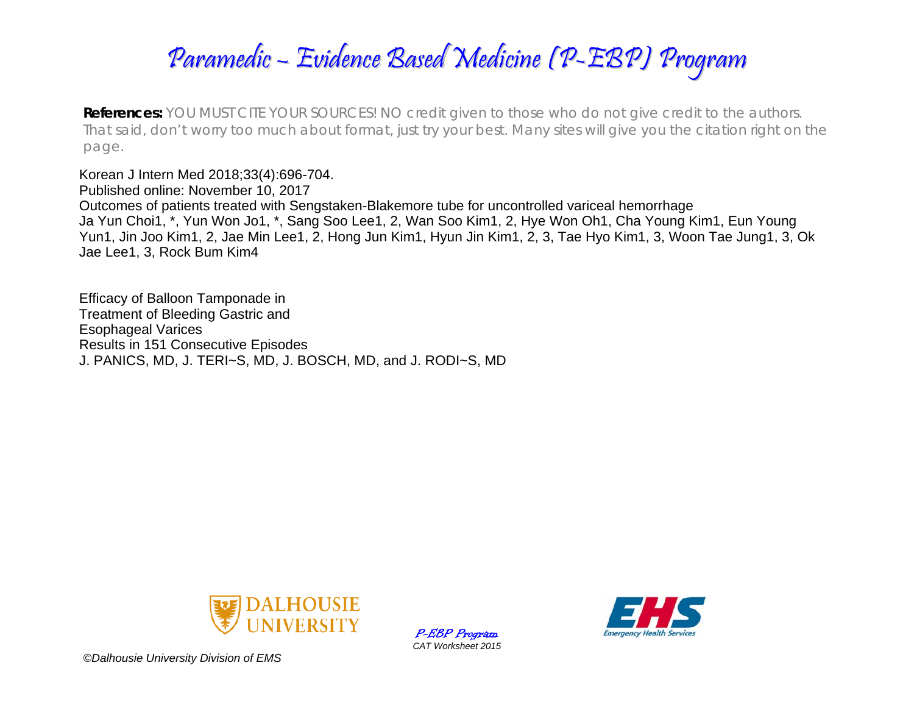# Paramedic – Evidence Based Medicine (P-EBP) Program

**References:** YOU MUST CITE YOUR SOURCES! NO credit given to those who do not give credit to the authors. That said, don't worry too much about format, just try your best. Many sites will give you the citation right on the page.

Korean J Intern Med 2018;33(4):696-704.
Published online: November 10, 2017
Outcomes of patients treated with Sengstaken-Blakemore tube for uncontrolled variceal hemorrhage
Ja Yun Choi1, *, Yun Won Jo1, *, Sang Soo Lee1, 2, Wan Soo Kim1, 2, Hye Won Oh1, Cha Young Kim1, Eun Young Yun1, Jin Joo Kim1, 2, Jae Min Lee1, 2, Hong Jun Kim1, Hyun Jin Kim1, 2, 3, Tae Hyo Kim1, 3, Woon Tae Jung1, 3, Ok Jae Lee1, 3, Rock Bum Kim4

Efficacy of Balloon Tamponade in
Treatment of Bleeding Gastric and
Esophageal Varices
Results in 151 Consecutive Episodes
J. PANICS, MD, J. TERI~S, MD, J. BOSCH, MD, and J. RODI~S, MD

DALHOUSIE UNIVERSITY

*P-EBP Program*
*CAT Worksheet 2015*

EHS Emergency Health Services

*©Dalhousie University Division of EMS*